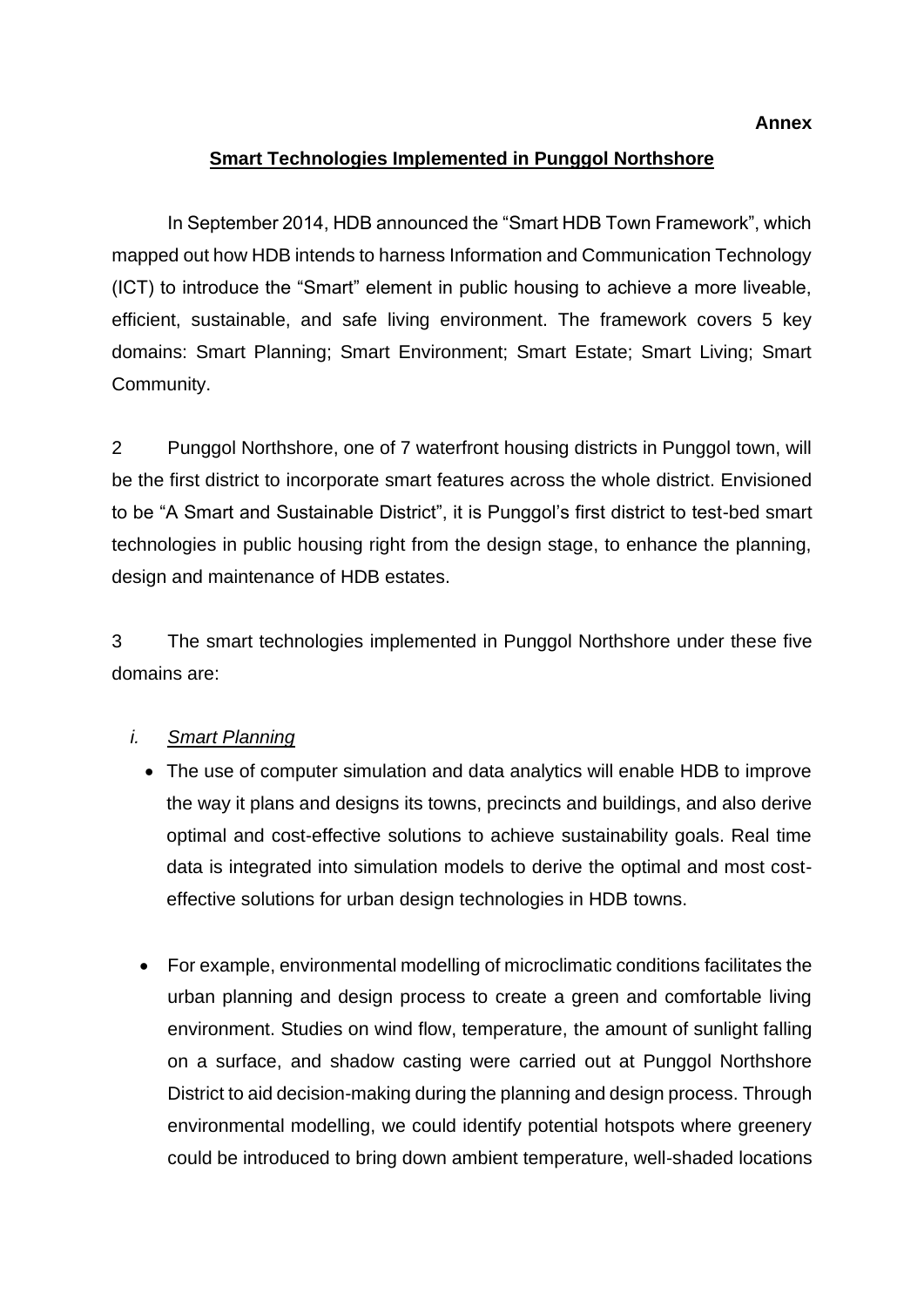**Annex**

## Smart Technologies Implemented in Punggol Northshore

In September 2014, HDB announced the "Smart HDB Town Framework", which mapped out how HDB intends to harness Information and Communication Technology (ICT) to introduce the "Smart" element in public housing to achieve a more liveable, efficient, sustainable, and safe living environment. The framework covers 5 key domains: Smart Planning; Smart Environment; Smart Estate; Smart Living; Smart Community.

2 Punggol Northshore, one of 7 waterfront housing districts in Punggol town, will be the first district to incorporate smart features across the whole district. Envisioned to be "A Smart and Sustainable District", it is Punggol's first district to test-bed smart technologies in public housing right from the design stage, to enhance the planning, design and maintenance of HDB estates.

3 The smart technologies implemented in Punggol Northshore under these five domains are:

*i. Smart Planning*

- The use of computer simulation and data analytics will enable HDB to improve the way it plans and designs its towns, precincts and buildings, and also derive optimal and cost-effective solutions to achieve sustainability goals. Real time data is integrated into simulation models to derive the optimal and most cost-effective solutions for urban design technologies in HDB towns.

- For example, environmental modelling of microclimatic conditions facilitates the urban planning and design process to create a green and comfortable living environment. Studies on wind flow, temperature, the amount of sunlight falling on a surface, and shadow casting were carried out at Punggol Northshore District to aid decision-making during the planning and design process. Through environmental modelling, we could identify potential hotspots where greenery could be introduced to bring down ambient temperature, well-shaded locations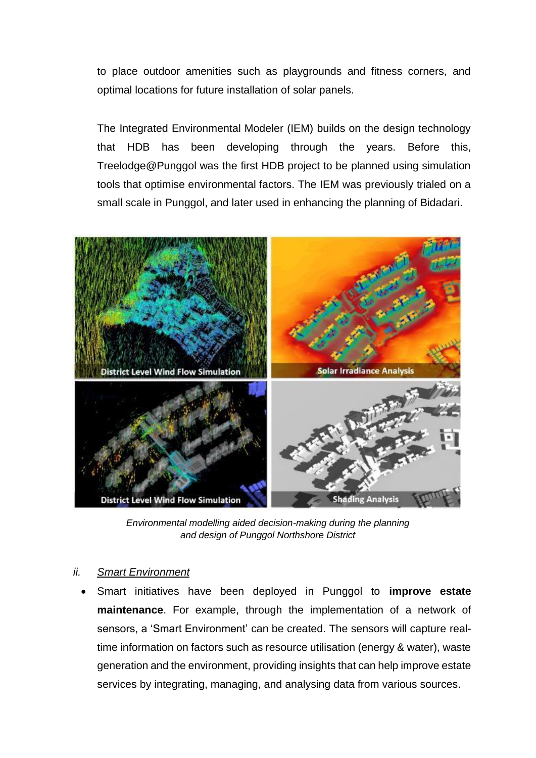to place outdoor amenities such as playgrounds and fitness corners, and optimal locations for future installation of solar panels.

The Integrated Environmental Modeler (IEM) builds on the design technology that HDB has been developing through the years. Before this, Treelodge@Punggol was the first HDB project to be planned using simulation tools that optimise environmental factors. The IEM was previously trialed on a small scale in Punggol, and later used in enhancing the planning of Bidadari.

*Environmental modelling aided decision-making during the planning and design of Punggol Northshore District*

*ii.* <u>*Smart Environment*</u>

- Smart initiatives have been deployed in Punggol to **improve estate maintenance**. For example, through the implementation of a network of sensors, a 'Smart Environment' can be created. The sensors will capture real-time information on factors such as resource utilisation (energy & water), waste generation and the environment, providing insights that can help improve estate services by integrating, managing, and analysing data from various sources.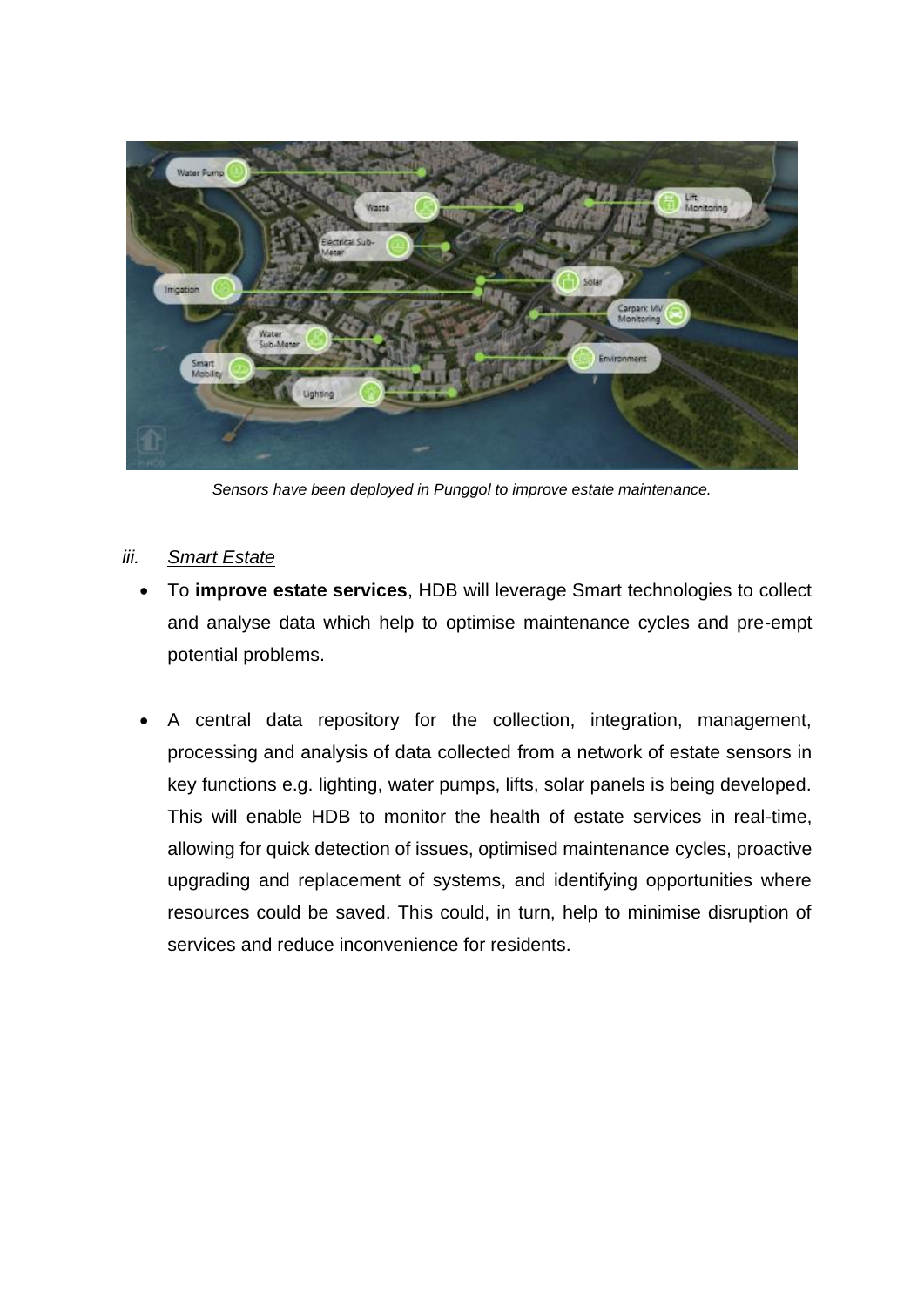*Sensors have been deployed in Punggol to improve estate maintenance.*

*iii.* *Smart Estate*

- To **improve estate services**, HDB will leverage Smart technologies to collect and analyse data which help to optimise maintenance cycles and pre-empt potential problems.

- A central data repository for the collection, integration, management, processing and analysis of data collected from a network of estate sensors in key functions e.g. lighting, water pumps, lifts, solar panels is being developed. This will enable HDB to monitor the health of estate services in real-time, allowing for quick detection of issues, optimised maintenance cycles, proactive upgrading and replacement of systems, and identifying opportunities where resources could be saved. This could, in turn, help to minimise disruption of services and reduce inconvenience for residents.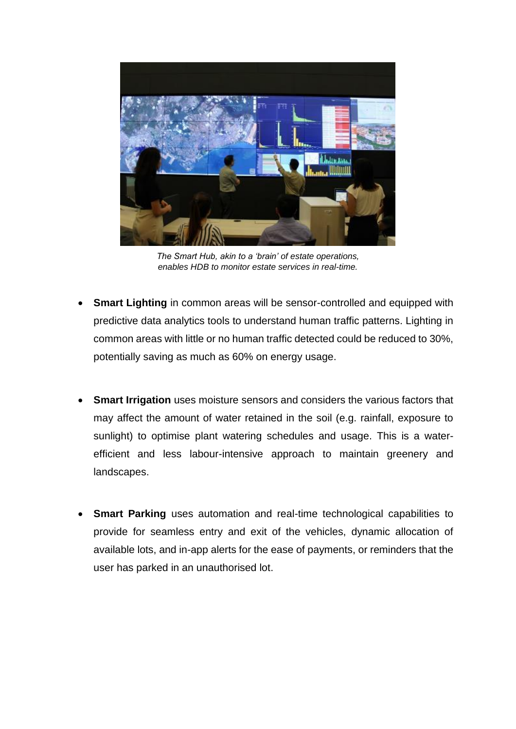*The Smart Hub, akin to a 'brain' of estate operations, enables HDB to monitor estate services in real-time.*

- **Smart Lighting** in common areas will be sensor-controlled and equipped with predictive data analytics tools to understand human traffic patterns. Lighting in common areas with little or no human traffic detected could be reduced to 30%, potentially saving as much as 60% on energy usage.

- **Smart Irrigation** uses moisture sensors and considers the various factors that may affect the amount of water retained in the soil (e.g. rainfall, exposure to sunlight) to optimise plant watering schedules and usage. This is a water-efficient and less labour-intensive approach to maintain greenery and landscapes.

- **Smart Parking** uses automation and real-time technological capabilities to provide for seamless entry and exit of the vehicles, dynamic allocation of available lots, and in-app alerts for the ease of payments, or reminders that the user has parked in an unauthorised lot.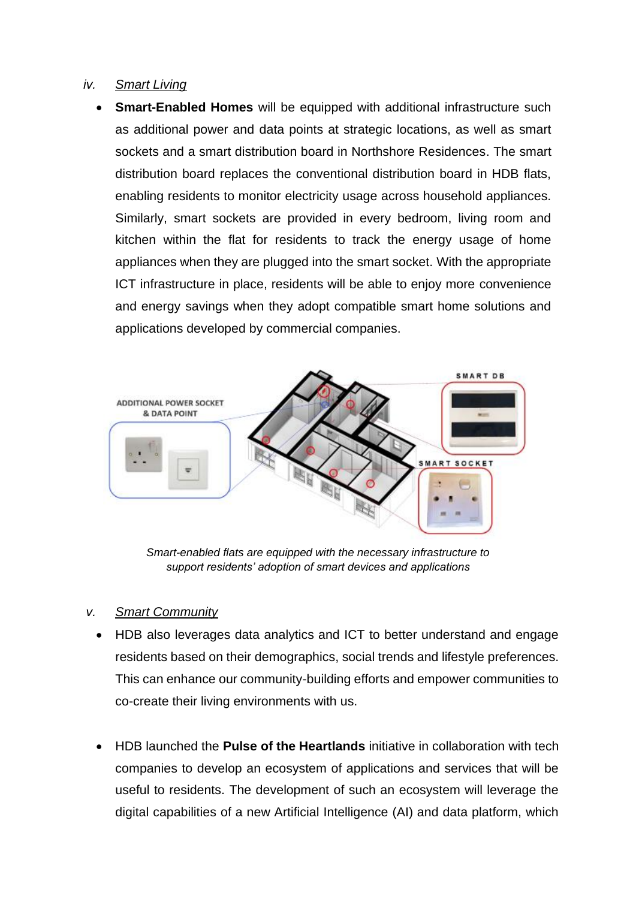iv. <u>Smart Living</u>

- **Smart-Enabled Homes** will be equipped with additional infrastructure such as additional power and data points at strategic locations, as well as smart sockets and a smart distribution board in Northshore Residences. The smart distribution board replaces the conventional distribution board in HDB flats, enabling residents to monitor electricity usage across household appliances. Similarly, smart sockets are provided in every bedroom, living room and kitchen within the flat for residents to track the energy usage of home appliances when they are plugged into the smart socket. With the appropriate ICT infrastructure in place, residents will be able to enjoy more convenience and energy savings when they adopt compatible smart home solutions and applications developed by commercial companies.

*Smart-enabled flats are equipped with the necessary infrastructure to support residents' adoption of smart devices and applications*

v. <u>Smart Community</u>

- HDB also leverages data analytics and ICT to better understand and engage residents based on their demographics, social trends and lifestyle preferences. This can enhance our community-building efforts and empower communities to co-create their living environments with us.

- HDB launched the **Pulse of the Heartlands** initiative in collaboration with tech companies to develop an ecosystem of applications and services that will be useful to residents. The development of such an ecosystem will leverage the digital capabilities of a new Artificial Intelligence (AI) and data platform, which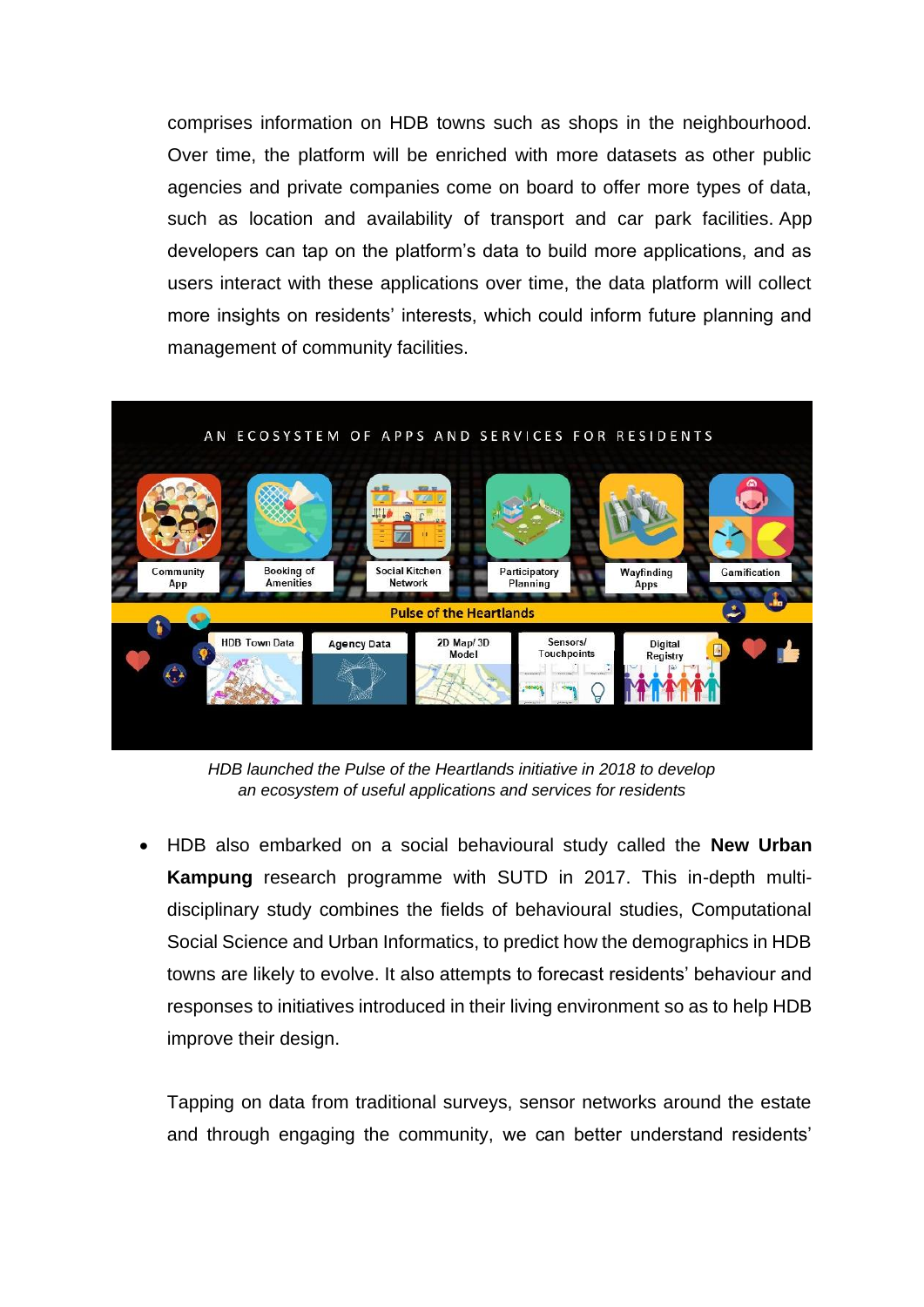comprises information on HDB towns such as shops in the neighbourhood. Over time, the platform will be enriched with more datasets as other public agencies and private companies come on board to offer more types of data, such as location and availability of transport and car park facilities. App developers can tap on the platform's data to build more applications, and as users interact with these applications over time, the data platform will collect more insights on residents' interests, which could inform future planning and management of community facilities.

*HDB launched the Pulse of the Heartlands initiative in 2018 to develop an ecosystem of useful applications and services for residents*

- HDB also embarked on a social behavioural study called the **New Urban Kampung** research programme with SUTD in 2017. This in-depth multi-disciplinary study combines the fields of behavioural studies, Computational Social Science and Urban Informatics, to predict how the demographics in HDB towns are likely to evolve. It also attempts to forecast residents' behaviour and responses to initiatives introduced in their living environment so as to help HDB improve their design.

  Tapping on data from traditional surveys, sensor networks around the estate and through engaging the community, we can better understand residents'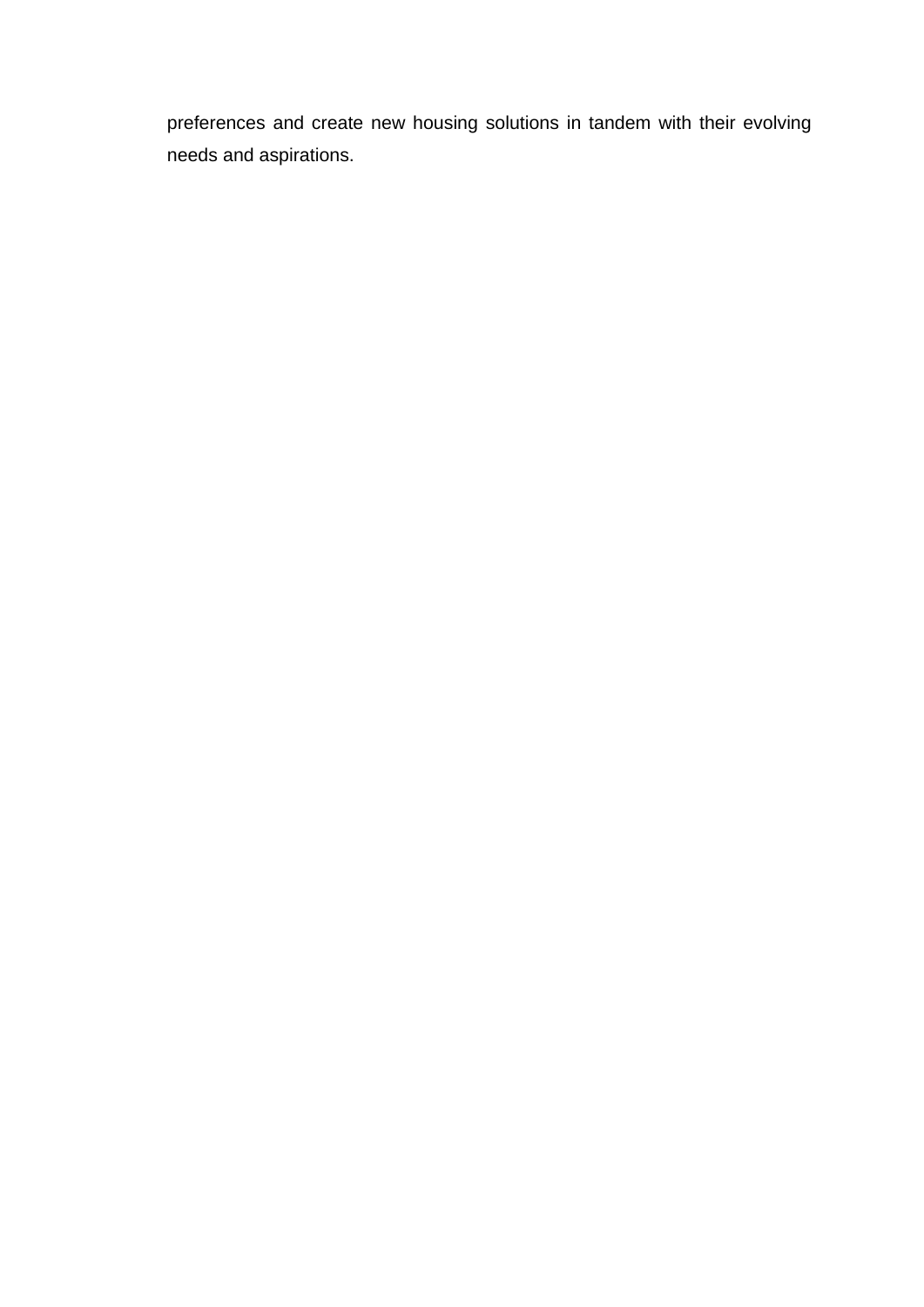preferences and create new housing solutions in tandem with their evolving needs and aspirations.